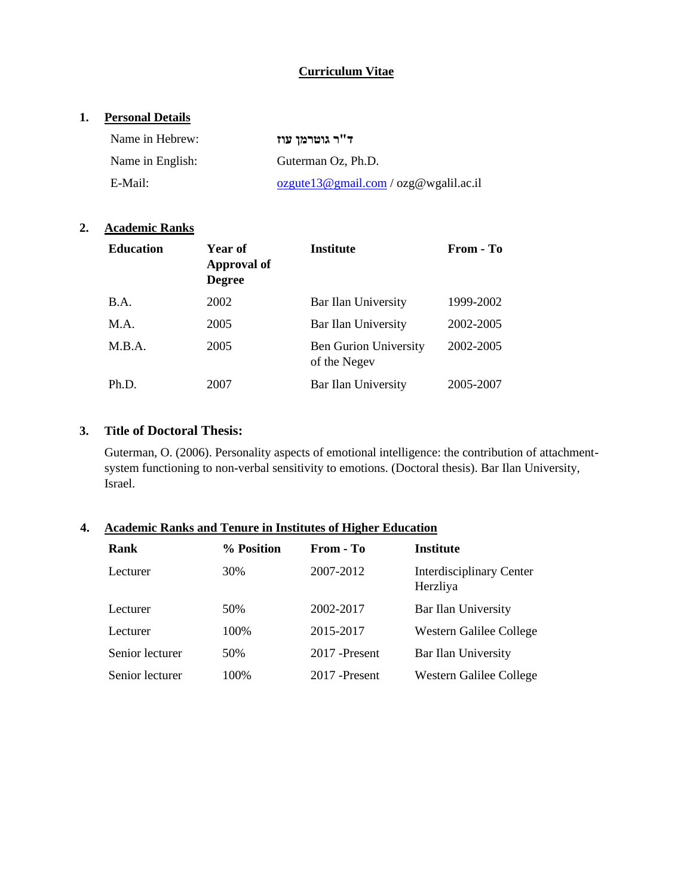# Curriculum Vitae

## 1. Personal Details

| | |
|---|---|
| Name in Hebrew: | ד"ר גוטרמן עוז |
| Name in English: | Guterman Oz, Ph.D. |
| E-Mail: | ozgute13@gmail.com / ozg@wgalil.ac.il |

## 2. Academic Ranks

| Education | Year of Approval of Degree | Institute | From - To |
|---|---|---|---|
| B.A. | 2002 | Bar Ilan University | 1999-2002 |
| M.A. | 2005 | Bar Ilan University | 2002-2005 |
| M.B.A. | 2005 | Ben Gurion University of the Negev | 2002-2005 |
| Ph.D. | 2007 | Bar Ilan University | 2005-2007 |

## 3. Title of Doctoral Thesis:

Guterman, O. (2006). Personality aspects of emotional intelligence: the contribution of attachment-system functioning to non-verbal sensitivity to emotions. (Doctoral thesis). Bar Ilan University, Israel.

## 4. Academic Ranks and Tenure in Institutes of Higher Education

| Rank | % Position | From - To | Institute |
|---|---|---|---|
| Lecturer | 30% | 2007-2012 | Interdisciplinary Center Herzliya |
| Lecturer | 50% | 2002-2017 | Bar Ilan University |
| Lecturer | 100% | 2015-2017 | Western Galilee College |
| Senior lecturer | 50% | 2017 -Present | Bar Ilan University |
| Senior lecturer | 100% | 2017 -Present | Western Galilee College |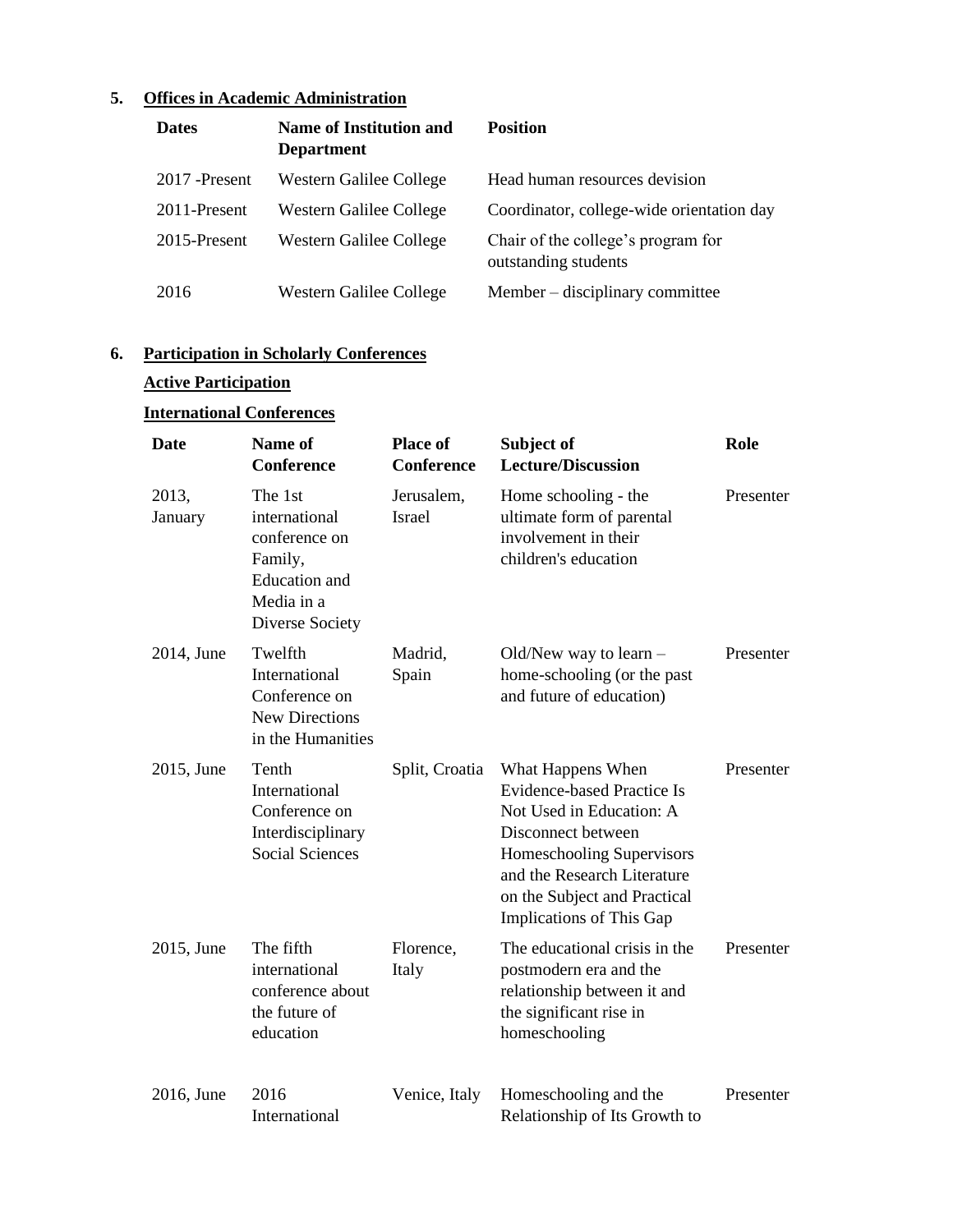## 5. Offices in Academic Administration

| Dates | Name of Institution and Department | Position |
| --- | --- | --- |
| 2017 -Present | Western Galilee College | Head human resources devision |
| 2011-Present | Western Galilee College | Coordinator, college-wide orientation day |
| 2015-Present | Western Galilee College | Chair of the college's program for outstanding students |
| 2016 | Western Galilee College | Member – disciplinary committee |

## 6. Participation in Scholarly Conferences

### Active Participation

### International Conferences

| Date | Name of Conference | Place of Conference | Subject of Lecture/Discussion | Role |
| --- | --- | --- | --- | --- |
| 2013, January | The 1st international conference on Family, Education and Media in a Diverse Society | Jerusalem, Israel | Home schooling - the ultimate form of parental involvement in their children's education | Presenter |
| 2014, June | Twelfth International Conference on New Directions in the Humanities | Madrid, Spain | Old/New way to learn – home-schooling (or the past and future of education) | Presenter |
| 2015, June | Tenth International Conference on Interdisciplinary Social Sciences | Split, Croatia | What Happens When Evidence-based Practice Is Not Used in Education: A Disconnect between Homeschooling Supervisors and the Research Literature on the Subject and Practical Implications of This Gap | Presenter |
| 2015, June | The fifth international conference about the future of education | Florence, Italy | The educational crisis in the postmodern era and the relationship between it and the significant rise in homeschooling | Presenter |
| 2016, June | 2016 International | Venice, Italy | Homeschooling and the Relationship of Its Growth to | Presenter |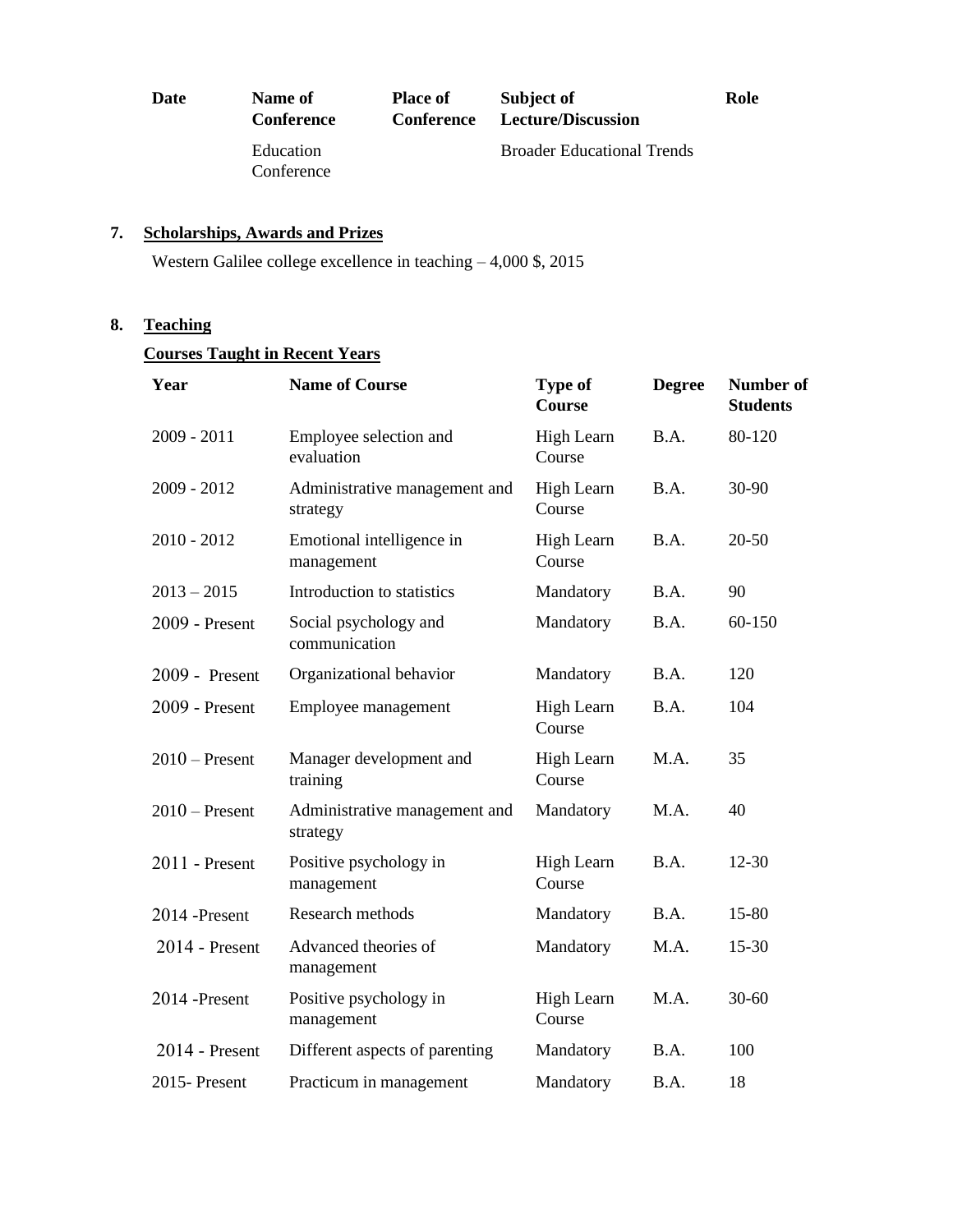| Date | Name of Conference | Place of Conference | Subject of Lecture/Discussion | Role |
|---|---|---|---|---|
| | Education Conference | | Broader Educational Trends | |

## 7. Scholarships, Awards and Prizes

Western Galilee college excellence in teaching – 4,000 $, 2015

## 8. Teaching

### Courses Taught in Recent Years

| Year | Name of Course | Type of Course | Degree | Number of Students |
|---|---|---|---|---|
| 2009 - 2011 | Employee selection and evaluation | High Learn Course | B.A. | 80-120 |
| 2009 - 2012 | Administrative management and strategy | High Learn Course | B.A. | 30-90 |
| 2010 - 2012 | Emotional intelligence in management | High Learn Course | B.A. | 20-50 |
| 2013 – 2015 | Introduction to statistics | Mandatory | B.A. | 90 |
| 2009 - Present | Social psychology and communication | Mandatory | B.A. | 60-150 |
| 2009 - Present | Organizational behavior | Mandatory | B.A. | 120 |
| 2009 - Present | Employee management | High Learn Course | B.A. | 104 |
| 2010 – Present | Manager development and training | High Learn Course | M.A. | 35 |
| 2010 – Present | Administrative management and strategy | Mandatory | M.A. | 40 |
| 2011 - Present | Positive psychology in management | High Learn Course | B.A. | 12-30 |
| 2014 -Present | Research methods | Mandatory | B.A. | 15-80 |
| 2014 - Present | Advanced theories of management | Mandatory | M.A. | 15-30 |
| 2014 -Present | Positive psychology in management | High Learn Course | M.A. | 30-60 |
| 2014 - Present | Different aspects of parenting | Mandatory | B.A. | 100 |
| 2015- Present | Practicum in management | Mandatory | B.A. | 18 |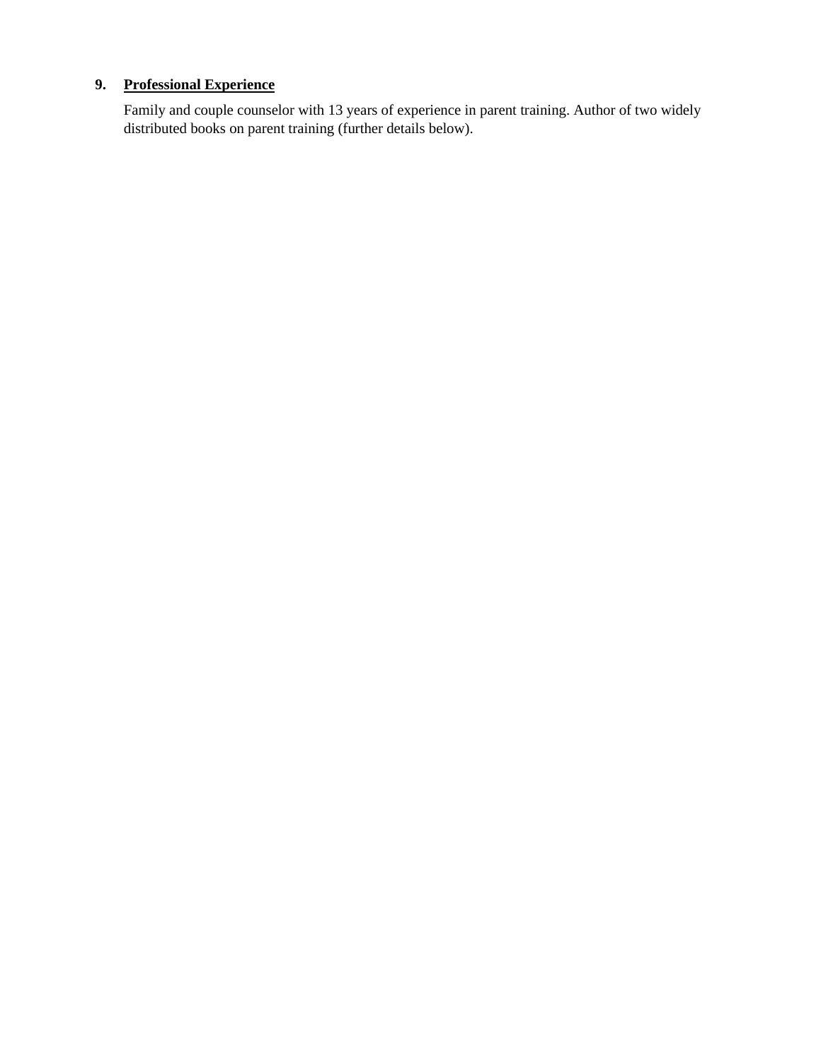**9. <u>Professional Experience</u>**

Family and couple counselor with 13 years of experience in parent training. Author of two widely distributed books on parent training (further details below).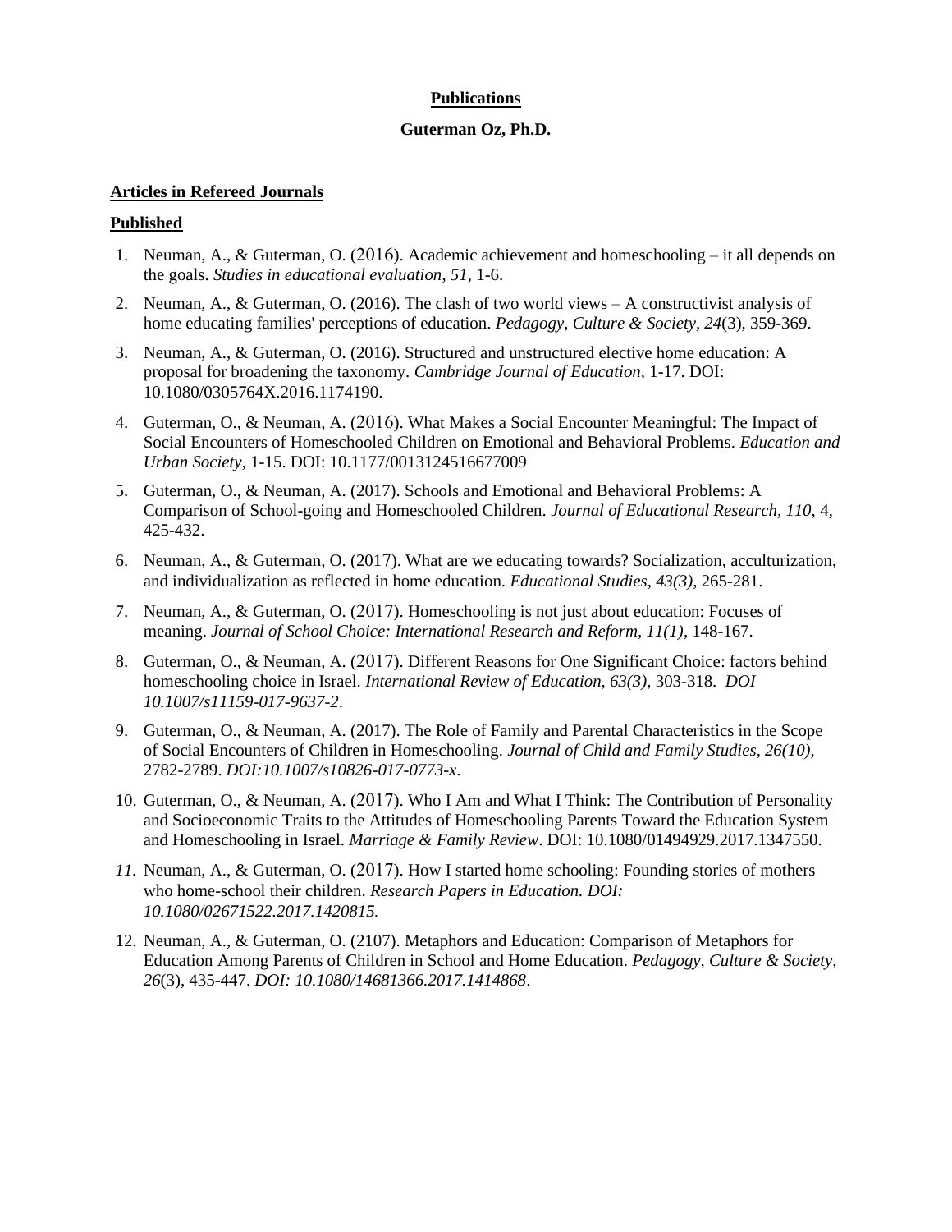**Publications**

**Guterman Oz, Ph.D.**

**Articles in Refereed Journals**

**Published**

1. Neuman, A., & Guterman, O. (2016). Academic achievement and homeschooling – it all depends on the goals. *Studies in educational evaluation*, *51*, 1-6.
2. Neuman, A., & Guterman, O. (2016). The clash of two world views – A constructivist analysis of home educating families' perceptions of education. *Pedagogy, Culture & Society*, *24*(3), 359-369.
3. Neuman, A., & Guterman, O. (2016). Structured and unstructured elective home education: A proposal for broadening the taxonomy. *Cambridge Journal of Education*, 1-17. DOI: 10.1080/0305764X.2016.1174190.
4. Guterman, O., & Neuman, A. (2016). What Makes a Social Encounter Meaningful: The Impact of Social Encounters of Homeschooled Children on Emotional and Behavioral Problems. *Education and Urban Society*, 1-15. DOI: 10.1177/0013124516677009
5. Guterman, O., & Neuman, A. (2017). Schools and Emotional and Behavioral Problems: A Comparison of School-going and Homeschooled Children. *Journal of Educational Research, 110,* 4, 425-432.
6. Neuman, A., & Guterman, O. (2017). What are we educating towards? Socialization, acculturization, and individualization as reflected in home education. *Educational Studies, 43(3),* 265-281.
7. Neuman, A., & Guterman, O. (2017). Homeschooling is not just about education: Focuses of meaning. *Journal of School Choice: International Research and Reform, 11(1)*, 148-167.
8. Guterman, O., & Neuman, A. (2017). Different Reasons for One Significant Choice: factors behind homeschooling choice in Israel. *International Review of Education, 63(3),* 303-318. *DOI 10.1007/s11159-017-9637-2*.
9. Guterman, O., & Neuman, A. (2017). The Role of Family and Parental Characteristics in the Scope of Social Encounters of Children in Homeschooling. *Journal of Child and Family Studies, 26(10),* 2782-2789. *DOI:10.1007/s10826-017-0773-x*.
10. Guterman, O., & Neuman, A. (2017). Who I Am and What I Think: The Contribution of Personality and Socioeconomic Traits to the Attitudes of Homeschooling Parents Toward the Education System and Homeschooling in Israel. *Marriage & Family Review*. DOI: 10.1080/01494929.2017.1347550.
11. Neuman, A., & Guterman, O. (2017). How I started home schooling: Founding stories of mothers who home-school their children. *Research Papers in Education. DOI: 10.1080/02671522.2017.1420815.*
12. Neuman, A., & Guterman, O. (2107). Metaphors and Education: Comparison of Metaphors for Education Among Parents of Children in School and Home Education. *Pedagogy, Culture & Society, 26*(3), 435-447. *DOI: 10.1080/14681366.2017.1414868*.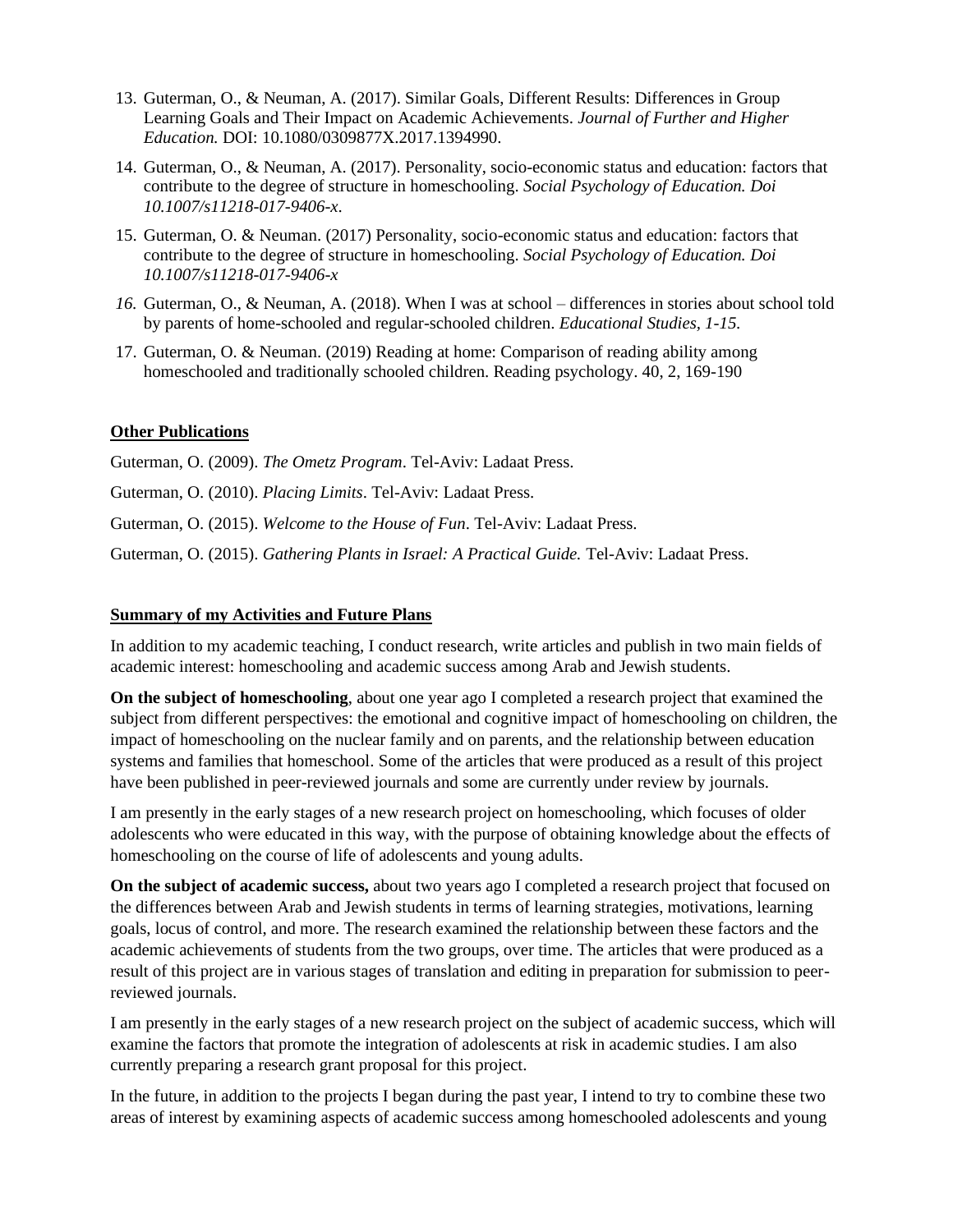13. Guterman, O., & Neuman, A. (2017). Similar Goals, Different Results: Differences in Group Learning Goals and Their Impact on Academic Achievements. *Journal of Further and Higher Education.* DOI: 10.1080/0309877X.2017.1394990.
14. Guterman, O., & Neuman, A. (2017). Personality, socio-economic status and education: factors that contribute to the degree of structure in homeschooling. *Social Psychology of Education. Doi 10.1007/s11218-017-9406-x*.
15. Guterman, O. & Neuman. (2017) Personality, socio-economic status and education: factors that contribute to the degree of structure in homeschooling. *Social Psychology of Education. Doi 10.1007/s11218-017-9406-x*
16. Guterman, O., & Neuman, A. (2018). When I was at school – differences in stories about school told by parents of home-schooled and regular-schooled children. *Educational Studies, 1-15.*
17. Guterman, O. & Neuman. (2019) Reading at home: Comparison of reading ability among homeschooled and traditionally schooled children. Reading psychology. 40, 2, 169-190

**Other Publications**

Guterman, O. (2009). *The Ometz Program*. Tel-Aviv: Ladaat Press.

Guterman, O. (2010). *Placing Limits*. Tel-Aviv: Ladaat Press.

Guterman, O. (2015). *Welcome to the House of Fun*. Tel-Aviv: Ladaat Press.

Guterman, O. (2015). *Gathering Plants in Israel: A Practical Guide.* Tel-Aviv: Ladaat Press.

**Summary of my Activities and Future Plans**

In addition to my academic teaching, I conduct research, write articles and publish in two main fields of academic interest: homeschooling and academic success among Arab and Jewish students.

**On the subject of homeschooling**, about one year ago I completed a research project that examined the subject from different perspectives: the emotional and cognitive impact of homeschooling on children, the impact of homeschooling on the nuclear family and on parents, and the relationship between education systems and families that homeschool. Some of the articles that were produced as a result of this project have been published in peer-reviewed journals and some are currently under review by journals.

I am presently in the early stages of a new research project on homeschooling, which focuses of older adolescents who were educated in this way, with the purpose of obtaining knowledge about the effects of homeschooling on the course of life of adolescents and young adults.

**On the subject of academic success,** about two years ago I completed a research project that focused on the differences between Arab and Jewish students in terms of learning strategies, motivations, learning goals, locus of control, and more. The research examined the relationship between these factors and the academic achievements of students from the two groups, over time. The articles that were produced as a result of this project are in various stages of translation and editing in preparation for submission to peer-reviewed journals.

I am presently in the early stages of a new research project on the subject of academic success, which will examine the factors that promote the integration of adolescents at risk in academic studies. I am also currently preparing a research grant proposal for this project.

In the future, in addition to the projects I began during the past year, I intend to try to combine these two areas of interest by examining aspects of academic success among homeschooled adolescents and young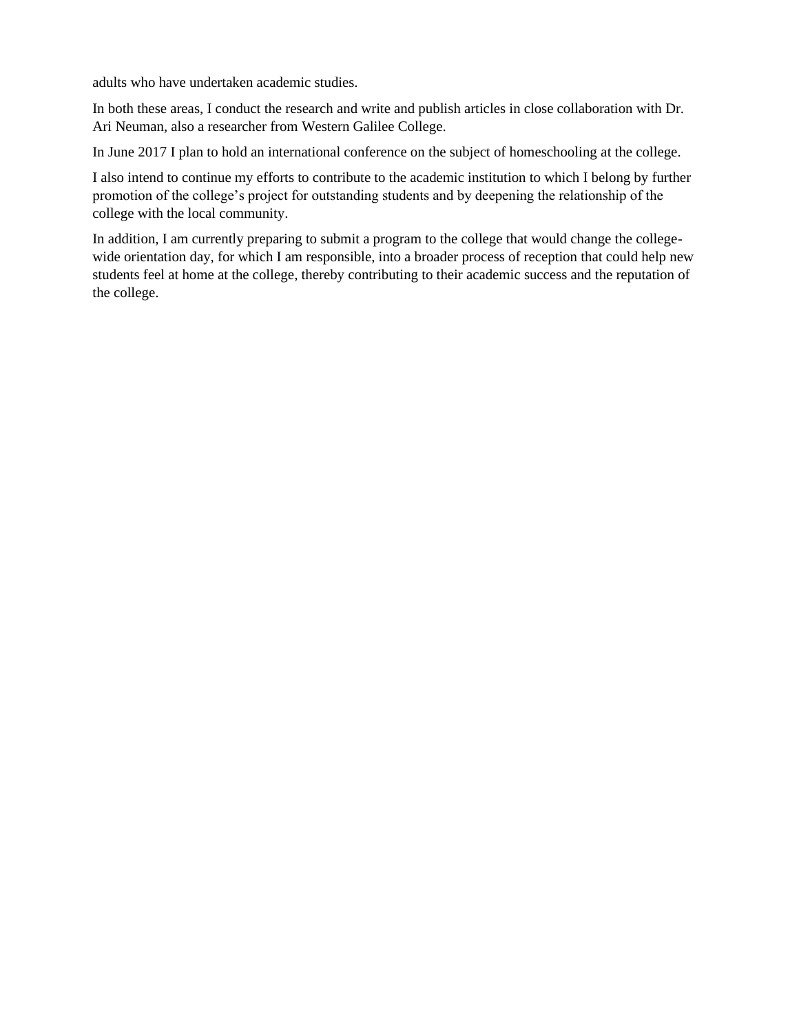adults who have undertaken academic studies.

In both these areas, I conduct the research and write and publish articles in close collaboration with Dr. Ari Neuman, also a researcher from Western Galilee College.

In June 2017 I plan to hold an international conference on the subject of homeschooling at the college.

I also intend to continue my efforts to contribute to the academic institution to which I belong by further promotion of the college's project for outstanding students and by deepening the relationship of the college with the local community.

In addition, I am currently preparing to submit a program to the college that would change the college-wide orientation day, for which I am responsible, into a broader process of reception that could help new students feel at home at the college, thereby contributing to their academic success and the reputation of the college.